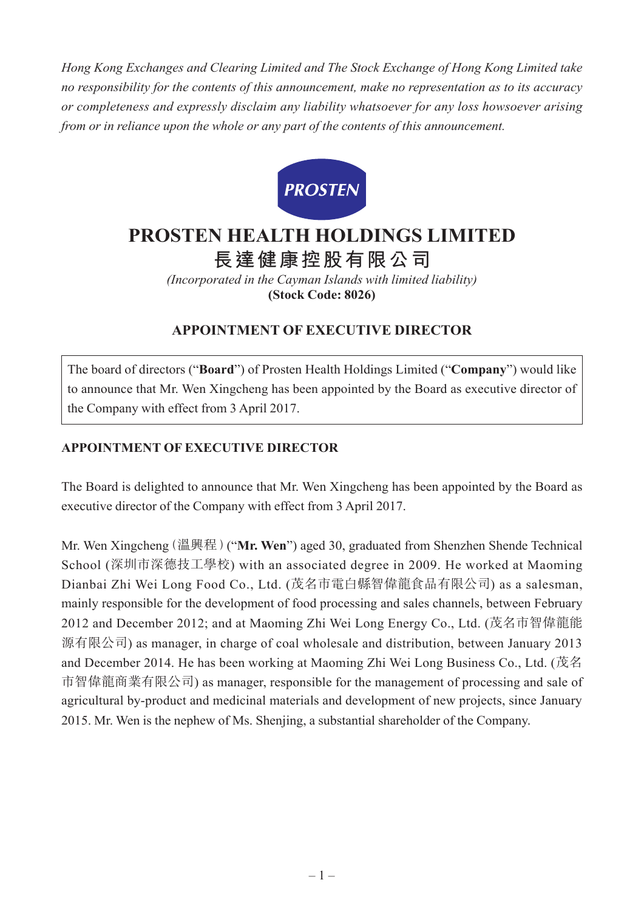*Hong Kong Exchanges and Clearing Limited and The Stock Exchange of Hong Kong Limited take no responsibility for the contents of this announcement, make no representation as to its accuracy or completeness and expressly disclaim any liability whatsoever for any loss howsoever arising from or in reliance upon the whole or any part of the contents of this announcement.*

PROSTEN

# PROSTEN HEALTH HOLDINGS LIMITED

# 長達健康控股有限公司

*(Incorporated in the Cayman Islands with limited liability)*

**(Stock Code: 8026)**

## APPOINTMENT OF EXECUTIVE DIRECTOR

The board of directors ("**Board**") of Prosten Health Holdings Limited ("**Company**") would like to announce that Mr. Wen Xingcheng has been appointed by the Board as executive director of the Company with effect from 3 April 2017.

### APPOINTMENT OF EXECUTIVE DIRECTOR

The Board is delighted to announce that Mr. Wen Xingcheng has been appointed by the Board as executive director of the Company with effect from 3 April 2017.

Mr. Wen Xingcheng (溫興程) ("**Mr. Wen**") aged 30, graduated from Shenzhen Shende Technical School (深圳市深德技工學校) with an associated degree in 2009. He worked at Maoming Dianbai Zhi Wei Long Food Co., Ltd. (茂名市電白縣智偉龍食品有限公司) as a salesman, mainly responsible for the development of food processing and sales channels, between February 2012 and December 2012; and at Maoming Zhi Wei Long Energy Co., Ltd. (茂名市智偉龍能源有限公司) as manager, in charge of coal wholesale and distribution, between January 2013 and December 2014. He has been working at Maoming Zhi Wei Long Business Co., Ltd. (茂名市智偉龍商業有限公司) as manager, responsible for the management of processing and sale of agricultural by-product and medicinal materials and development of new projects, since January 2015. Mr. Wen is the nephew of Ms. Shenjing, a substantial shareholder of the Company.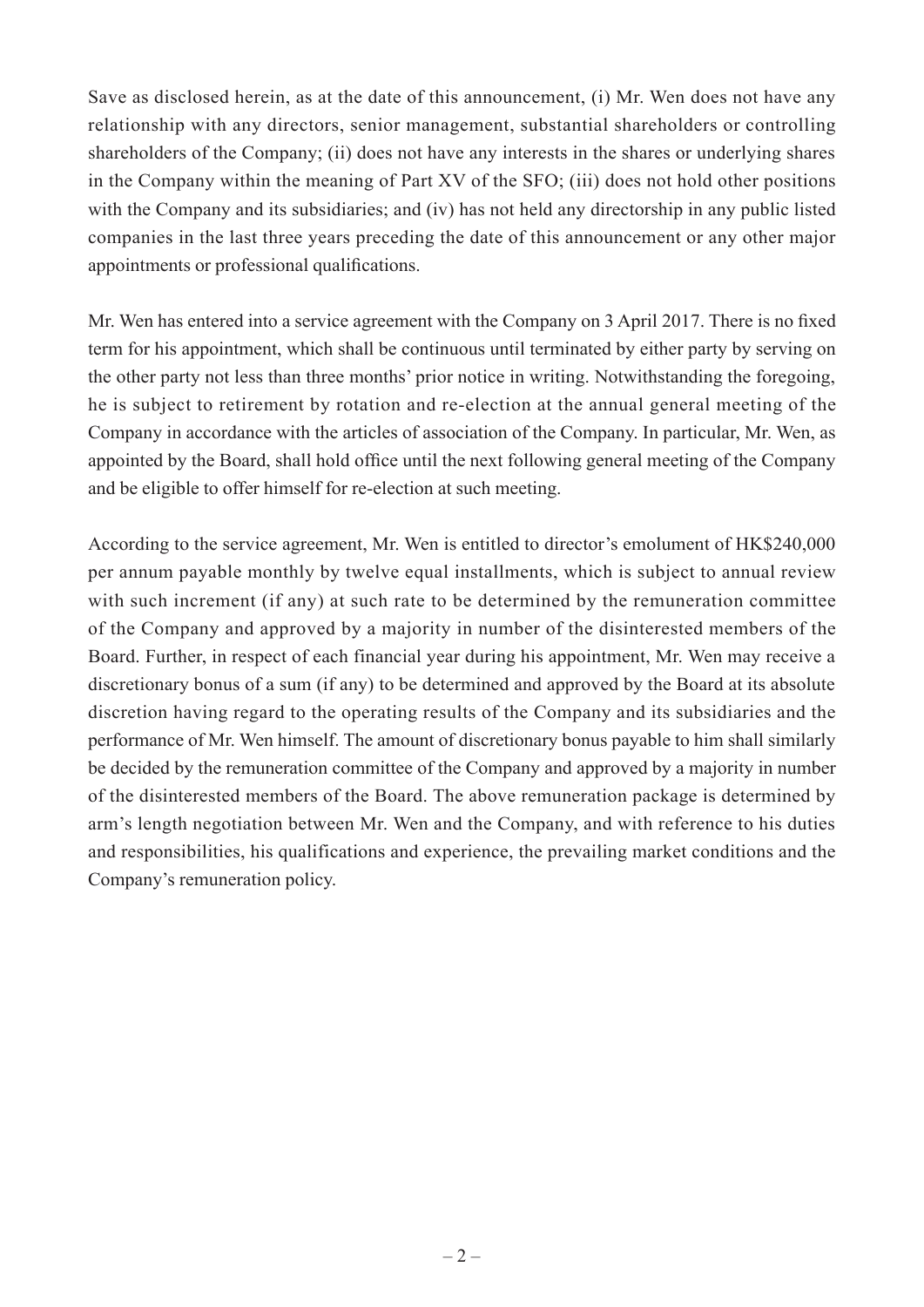Save as disclosed herein, as at the date of this announcement, (i) Mr. Wen does not have any relationship with any directors, senior management, substantial shareholders or controlling shareholders of the Company; (ii) does not have any interests in the shares or underlying shares in the Company within the meaning of Part XV of the SFO; (iii) does not hold other positions with the Company and its subsidiaries; and (iv) has not held any directorship in any public listed companies in the last three years preceding the date of this announcement or any other major appointments or professional qualifications.

Mr. Wen has entered into a service agreement with the Company on 3 April 2017. There is no fixed term for his appointment, which shall be continuous until terminated by either party by serving on the other party not less than three months' prior notice in writing. Notwithstanding the foregoing, he is subject to retirement by rotation and re-election at the annual general meeting of the Company in accordance with the articles of association of the Company. In particular, Mr. Wen, as appointed by the Board, shall hold office until the next following general meeting of the Company and be eligible to offer himself for re-election at such meeting.

According to the service agreement, Mr. Wen is entitled to director's emolument of HK$240,000 per annum payable monthly by twelve equal installments, which is subject to annual review with such increment (if any) at such rate to be determined by the remuneration committee of the Company and approved by a majority in number of the disinterested members of the Board. Further, in respect of each financial year during his appointment, Mr. Wen may receive a discretionary bonus of a sum (if any) to be determined and approved by the Board at its absolute discretion having regard to the operating results of the Company and its subsidiaries and the performance of Mr. Wen himself. The amount of discretionary bonus payable to him shall similarly be decided by the remuneration committee of the Company and approved by a majority in number of the disinterested members of the Board. The above remuneration package is determined by arm's length negotiation between Mr. Wen and the Company, and with reference to his duties and responsibilities, his qualifications and experience, the prevailing market conditions and the Company's remuneration policy.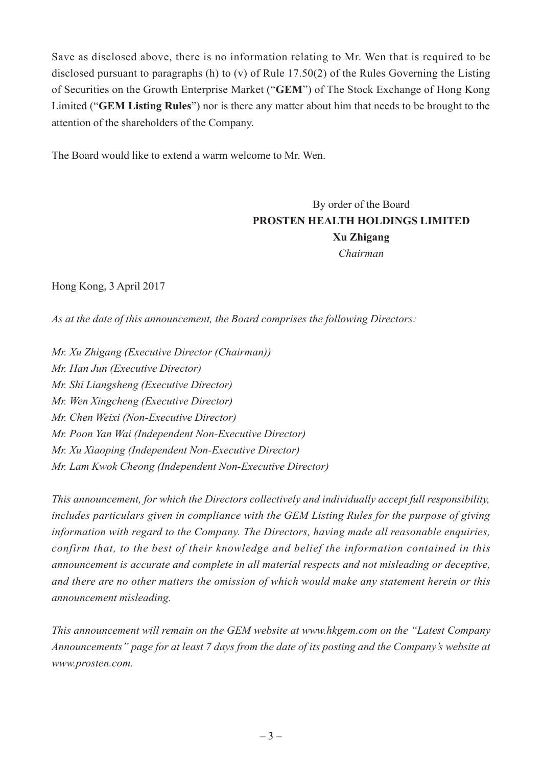Save as disclosed above, there is no information relating to Mr. Wen that is required to be disclosed pursuant to paragraphs (h) to (v) of Rule 17.50(2) of the Rules Governing the Listing of Securities on the Growth Enterprise Market ("**GEM**") of The Stock Exchange of Hong Kong Limited ("**GEM Listing Rules**") nor is there any matter about him that needs to be brought to the attention of the shareholders of the Company.

The Board would like to extend a warm welcome to Mr. Wen.

By order of the Board
**PROSTEN HEALTH HOLDINGS LIMITED**
**Xu Zhigang**
*Chairman*

Hong Kong, 3 April 2017

*As at the date of this announcement, the Board comprises the following Directors:*

*Mr. Xu Zhigang (Executive Director (Chairman))*
*Mr. Han Jun (Executive Director)*
*Mr. Shi Liangsheng (Executive Director)*
*Mr. Wen Xingcheng (Executive Director)*
*Mr. Chen Weixi (Non-Executive Director)*
*Mr. Poon Yan Wai (Independent Non-Executive Director)*
*Mr. Xu Xiaoping (Independent Non-Executive Director)*
*Mr. Lam Kwok Cheong (Independent Non-Executive Director)*

*This announcement, for which the Directors collectively and individually accept full responsibility, includes particulars given in compliance with the GEM Listing Rules for the purpose of giving information with regard to the Company. The Directors, having made all reasonable enquiries, confirm that, to the best of their knowledge and belief the information contained in this announcement is accurate and complete in all material respects and not misleading or deceptive, and there are no other matters the omission of which would make any statement herein or this announcement misleading.*

*This announcement will remain on the GEM website at www.hkgem.com on the "Latest Company Announcements" page for at least 7 days from the date of its posting and the Company's website at www.prosten.com.*